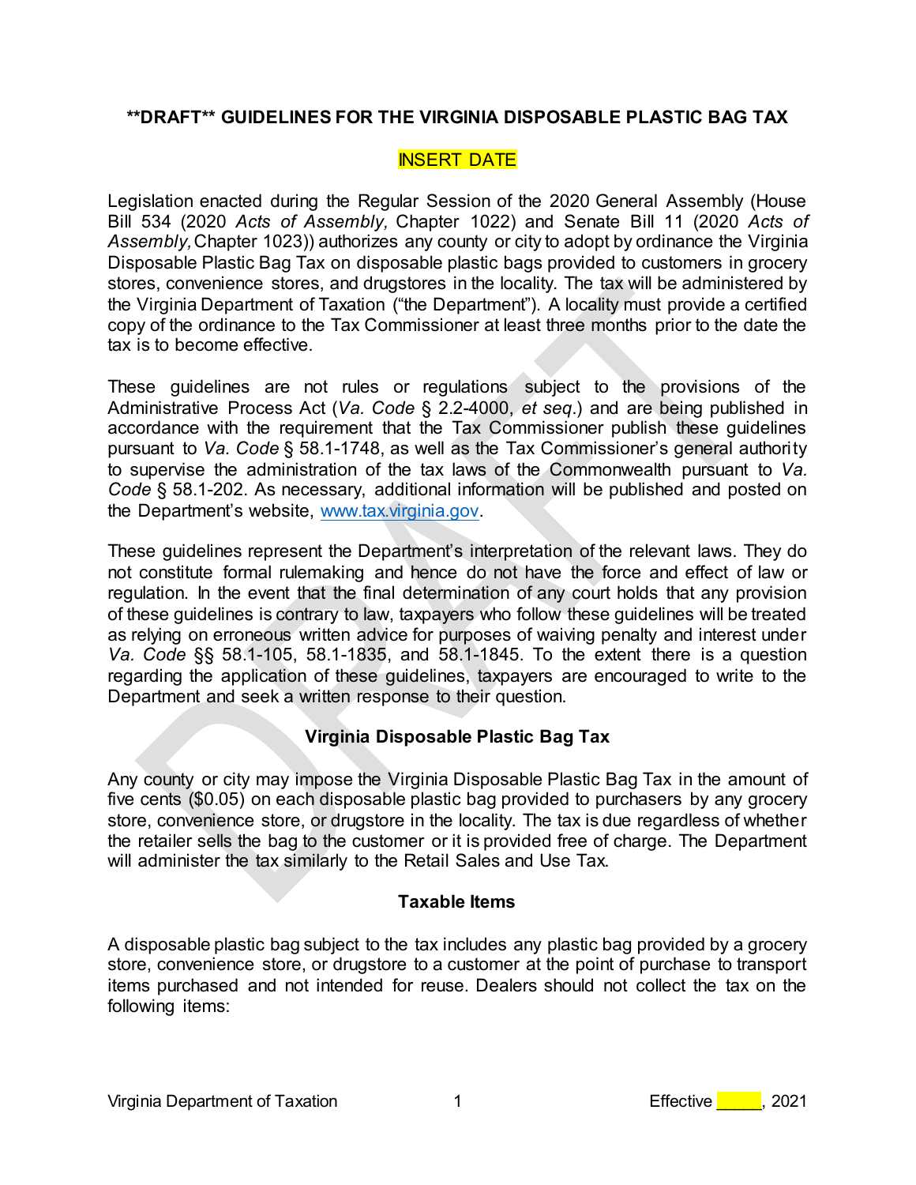**\*\*DRAFT\*\* GUIDELINES FOR THE VIRGINIA DISPOSABLE PLASTIC BAG TAX**

INSERT DATE

Legislation enacted during the Regular Session of the 2020 General Assembly (House Bill 534 (2020 *Acts of Assembly,* Chapter 1022) and Senate Bill 11 (2020 *Acts of Assembly,* Chapter 1023)) authorizes any county or city to adopt by ordinance the Virginia Disposable Plastic Bag Tax on disposable plastic bags provided to customers in grocery stores, convenience stores, and drugstores in the locality. The tax will be administered by the Virginia Department of Taxation ("the Department"). A locality must provide a certified copy of the ordinance to the Tax Commissioner at least three months prior to the date the tax is to become effective.

These guidelines are not rules or regulations subject to the provisions of the Administrative Process Act (*Va. Code* § 2.2-4000, *et seq*.) and are being published in accordance with the requirement that the Tax Commissioner publish these guidelines pursuant to *Va. Code* § 58.1-1748, as well as the Tax Commissioner's general authority to supervise the administration of the tax laws of the Commonwealth pursuant to *Va. Code* § 58.1-202. As necessary, additional information will be published and posted on the Department's website, www.tax.virginia.gov.

These guidelines represent the Department's interpretation of the relevant laws. They do not constitute formal rulemaking and hence do not have the force and effect of law or regulation. In the event that the final determination of any court holds that any provision of these guidelines is contrary to law, taxpayers who follow these guidelines will be treated as relying on erroneous written advice for purposes of waiving penalty and interest under *Va. Code* §§ 58.1-105, 58.1-1835, and 58.1-1845. To the extent there is a question regarding the application of these guidelines, taxpayers are encouraged to write to the Department and seek a written response to their question.

## Virginia Disposable Plastic Bag Tax

Any county or city may impose the Virginia Disposable Plastic Bag Tax in the amount of five cents ($0.05) on each disposable plastic bag provided to purchasers by any grocery store, convenience store, or drugstore in the locality. The tax is due regardless of whether the retailer sells the bag to the customer or it is provided free of charge. The Department will administer the tax similarly to the Retail Sales and Use Tax.

## Taxable Items

A disposable plastic bag subject to the tax includes any plastic bag provided by a grocery store, convenience store, or drugstore to a customer at the point of purchase to transport items purchased and not intended for reuse. Dealers should not collect the tax on the following items: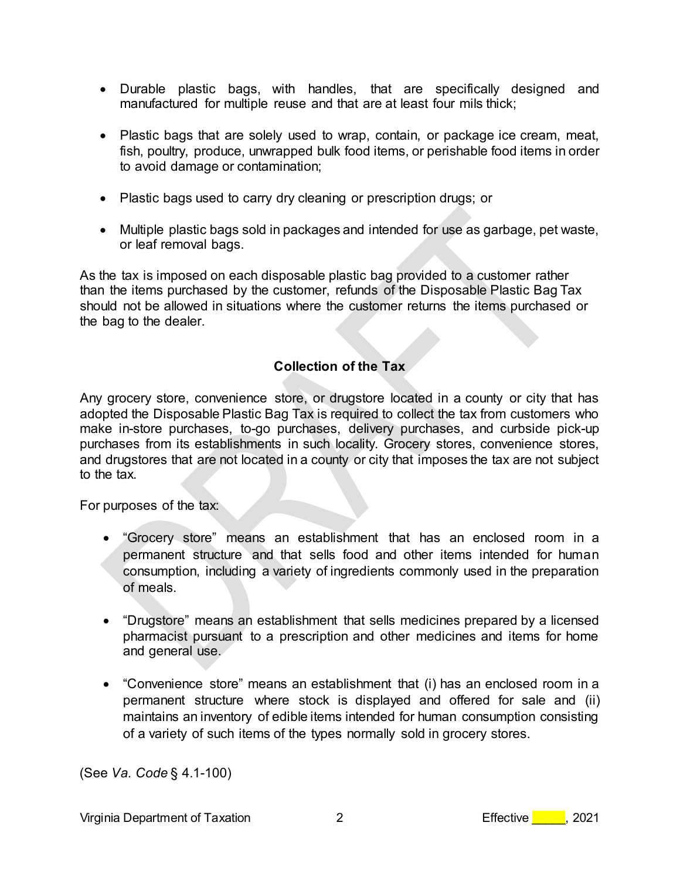- Durable plastic bags, with handles, that are specifically designed and manufactured for multiple reuse and that are at least four mils thick;

- Plastic bags that are solely used to wrap, contain, or package ice cream, meat, fish, poultry, produce, unwrapped bulk food items, or perishable food items in order to avoid damage or contamination;

- Plastic bags used to carry dry cleaning or prescription drugs; or

- Multiple plastic bags sold in packages and intended for use as garbage, pet waste, or leaf removal bags.

As the tax is imposed on each disposable plastic bag provided to a customer rather than the items purchased by the customer, refunds of the Disposable Plastic Bag Tax should not be allowed in situations where the customer returns the items purchased or the bag to the dealer.

**Collection of the Tax**

Any grocery store, convenience store, or drugstore located in a county or city that has adopted the Disposable Plastic Bag Tax is required to collect the tax from customers who make in-store purchases, to-go purchases, delivery purchases, and curbside pick-up purchases from its establishments in such locality. Grocery stores, convenience stores, and drugstores that are not located in a county or city that imposes the tax are not subject to the tax.

For purposes of the tax:

- "Grocery store" means an establishment that has an enclosed room in a permanent structure and that sells food and other items intended for human consumption, including a variety of ingredients commonly used in the preparation of meals.

- "Drugstore" means an establishment that sells medicines prepared by a licensed pharmacist pursuant to a prescription and other medicines and items for home and general use.

- "Convenience store" means an establishment that (i) has an enclosed room in a permanent structure where stock is displayed and offered for sale and (ii) maintains an inventory of edible items intended for human consumption consisting of a variety of such items of the types normally sold in grocery stores.

(See *Va. Code* § 4.1-100)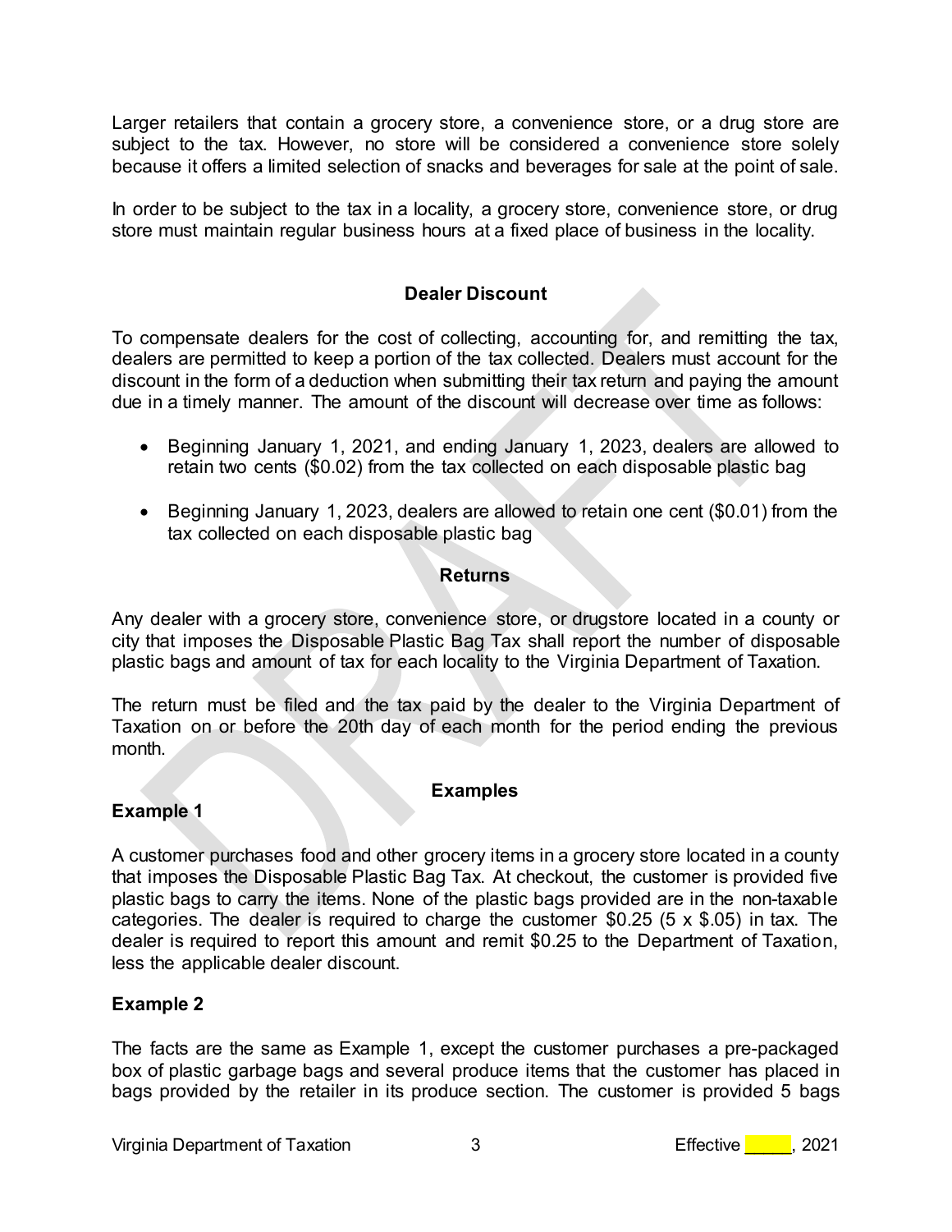Larger retailers that contain a grocery store, a convenience store, or a drug store are subject to the tax. However, no store will be considered a convenience store solely because it offers a limited selection of snacks and beverages for sale at the point of sale.

In order to be subject to the tax in a locality, a grocery store, convenience store, or drug store must maintain regular business hours at a fixed place of business in the locality.

## Dealer Discount

To compensate dealers for the cost of collecting, accounting for, and remitting the tax, dealers are permitted to keep a portion of the tax collected. Dealers must account for the discount in the form of a deduction when submitting their tax return and paying the amount due in a timely manner. The amount of the discount will decrease over time as follows:

- Beginning January 1, 2021, and ending January 1, 2023, dealers are allowed to retain two cents ($0.02) from the tax collected on each disposable plastic bag
- Beginning January 1, 2023, dealers are allowed to retain one cent ($0.01) from the tax collected on each disposable plastic bag

## Returns

Any dealer with a grocery store, convenience store, or drugstore located in a county or city that imposes the Disposable Plastic Bag Tax shall report the number of disposable plastic bags and amount of tax for each locality to the Virginia Department of Taxation.

The return must be filed and the tax paid by the dealer to the Virginia Department of Taxation on or before the 20th day of each month for the period ending the previous month.

## Examples

### Example 1

A customer purchases food and other grocery items in a grocery store located in a county that imposes the Disposable Plastic Bag Tax. At checkout, the customer is provided five plastic bags to carry the items. None of the plastic bags provided are in the non-taxable categories. The dealer is required to charge the customer $0.25 (5 x $.05) in tax. The dealer is required to report this amount and remit $0.25 to the Department of Taxation, less the applicable dealer discount.

### Example 2

The facts are the same as Example 1, except the customer purchases a pre-packaged box of plastic garbage bags and several produce items that the customer has placed in bags provided by the retailer in its produce section. The customer is provided 5 bags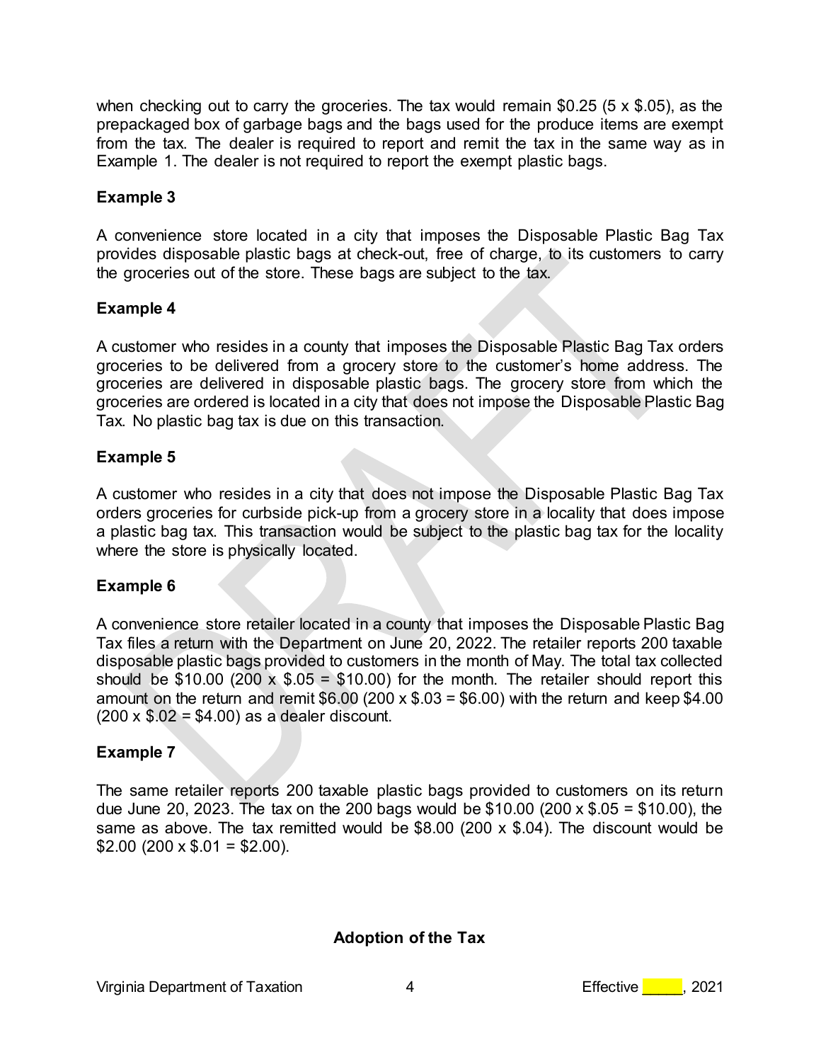when checking out to carry the groceries. The tax would remain $0.25 (5 x $.05), as the prepackaged box of garbage bags and the bags used for the produce items are exempt from the tax. The dealer is required to report and remit the tax in the same way as in Example 1. The dealer is not required to report the exempt plastic bags.

**Example 3**

A convenience store located in a city that imposes the Disposable Plastic Bag Tax provides disposable plastic bags at check-out, free of charge, to its customers to carry the groceries out of the store. These bags are subject to the tax.

**Example 4**

A customer who resides in a county that imposes the Disposable Plastic Bag Tax orders groceries to be delivered from a grocery store to the customer's home address. The groceries are delivered in disposable plastic bags. The grocery store from which the groceries are ordered is located in a city that does not impose the Disposable Plastic Bag Tax. No plastic bag tax is due on this transaction.

**Example 5**

A customer who resides in a city that does not impose the Disposable Plastic Bag Tax orders groceries for curbside pick-up from a grocery store in a locality that does impose a plastic bag tax. This transaction would be subject to the plastic bag tax for the locality where the store is physically located.

**Example 6**

A convenience store retailer located in a county that imposes the Disposable Plastic Bag Tax files a return with the Department on June 20, 2022. The retailer reports 200 taxable disposable plastic bags provided to customers in the month of May. The total tax collected should be $10.00 (200 x $.05 = $10.00) for the month. The retailer should report this amount on the return and remit $6.00 (200 x $.03 = $6.00) with the return and keep $4.00 (200 x $.02 = $4.00) as a dealer discount.

**Example 7**

The same retailer reports 200 taxable plastic bags provided to customers on its return due June 20, 2023. The tax on the 200 bags would be $10.00 (200 x $.05 = $10.00), the same as above. The tax remitted would be $8.00 (200 x $.04). The discount would be $2.00 (200 x $.01 = $2.00).

## Adoption of the Tax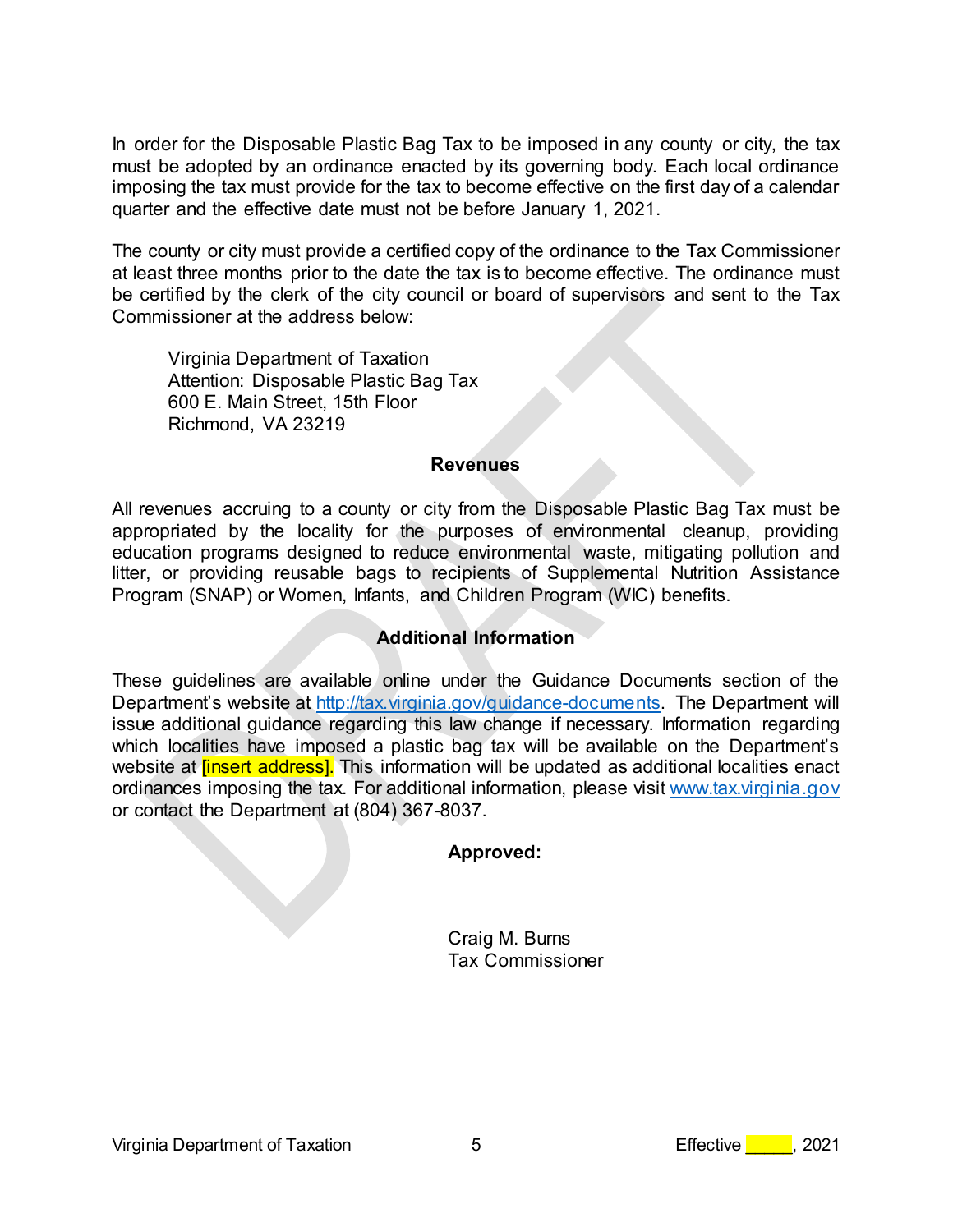In order for the Disposable Plastic Bag Tax to be imposed in any county or city, the tax must be adopted by an ordinance enacted by its governing body. Each local ordinance imposing the tax must provide for the tax to become effective on the first day of a calendar quarter and the effective date must not be before January 1, 2021.

The county or city must provide a certified copy of the ordinance to the Tax Commissioner at least three months prior to the date the tax is to become effective. The ordinance must be certified by the clerk of the city council or board of supervisors and sent to the Tax Commissioner at the address below:

> Virginia Department of Taxation
> Attention: Disposable Plastic Bag Tax
> 600 E. Main Street, 15th Floor
> Richmond, VA 23219

## Revenues

All revenues accruing to a county or city from the Disposable Plastic Bag Tax must be appropriated by the locality for the purposes of environmental cleanup, providing education programs designed to reduce environmental waste, mitigating pollution and litter, or providing reusable bags to recipients of Supplemental Nutrition Assistance Program (SNAP) or Women, Infants, and Children Program (WIC) benefits.

## Additional Information

These guidelines are available online under the Guidance Documents section of the Department's website at http://tax.virginia.gov/guidance-documents. The Department will issue additional guidance regarding this law change if necessary. Information regarding which localities have imposed a plastic bag tax will be available on the Department's website at [insert address]. This information will be updated as additional localities enact ordinances imposing the tax. For additional information, please visit www.tax.virginia.gov or contact the Department at (804) 367-8037.

**Approved:**

Craig M. Burns
Tax Commissioner